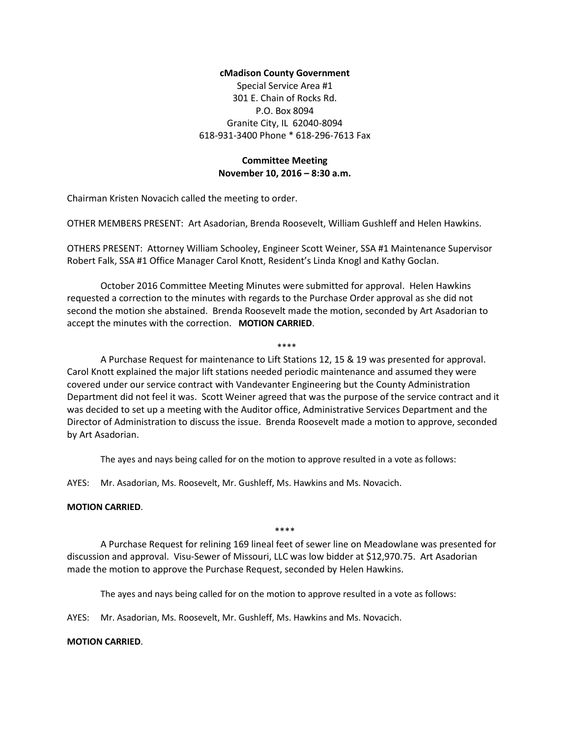**cMadison County Government**

Special Service Area #1
301 E. Chain of Rocks Rd.
P.O. Box 8094
Granite City, IL 62040-8094
618-931-3400 Phone * 618-296-7613 Fax

**Committee Meeting**
**November 10, 2016 – 8:30 a.m.**

Chairman Kristen Novacich called the meeting to order.

OTHER MEMBERS PRESENT: Art Asadorian, Brenda Roosevelt, William Gushleff and Helen Hawkins.

OTHERS PRESENT: Attorney William Schooley, Engineer Scott Weiner, SSA #1 Maintenance Supervisor Robert Falk, SSA #1 Office Manager Carol Knott, Resident's Linda Knogl and Kathy Goclan.

October 2016 Committee Meeting Minutes were submitted for approval. Helen Hawkins requested a correction to the minutes with regards to the Purchase Order approval as she did not second the motion she abstained. Brenda Roosevelt made the motion, seconded by Art Asadorian to accept the minutes with the correction. **MOTION CARRIED**.

****

A Purchase Request for maintenance to Lift Stations 12, 15 & 19 was presented for approval. Carol Knott explained the major lift stations needed periodic maintenance and assumed they were covered under our service contract with Vandevanter Engineering but the County Administration Department did not feel it was. Scott Weiner agreed that was the purpose of the service contract and it was decided to set up a meeting with the Auditor office, Administrative Services Department and the Director of Administration to discuss the issue. Brenda Roosevelt made a motion to approve, seconded by Art Asadorian.

The ayes and nays being called for on the motion to approve resulted in a vote as follows:

AYES: Mr. Asadorian, Ms. Roosevelt, Mr. Gushleff, Ms. Hawkins and Ms. Novacich.

**MOTION CARRIED**.

****

A Purchase Request for relining 169 lineal feet of sewer line on Meadowlane was presented for discussion and approval. Visu-Sewer of Missouri, LLC was low bidder at $12,970.75. Art Asadorian made the motion to approve the Purchase Request, seconded by Helen Hawkins.

The ayes and nays being called for on the motion to approve resulted in a vote as follows:

AYES: Mr. Asadorian, Ms. Roosevelt, Mr. Gushleff, Ms. Hawkins and Ms. Novacich.

**MOTION CARRIED**.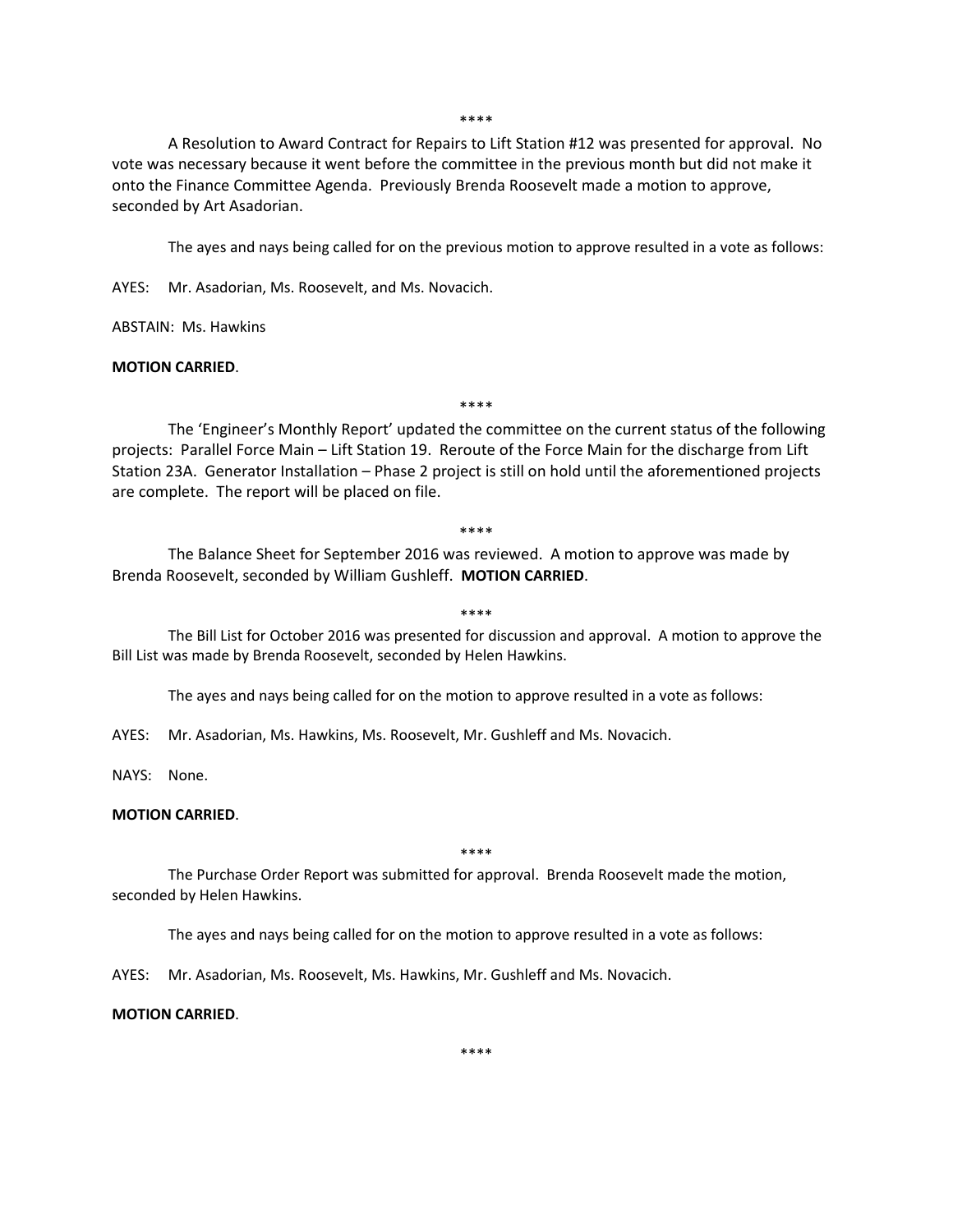\*\*\*\*

A Resolution to Award Contract for Repairs to Lift Station #12 was presented for approval. No vote was necessary because it went before the committee in the previous month but did not make it onto the Finance Committee Agenda. Previously Brenda Roosevelt made a motion to approve, seconded by Art Asadorian.

The ayes and nays being called for on the previous motion to approve resulted in a vote as follows:

AYES: Mr. Asadorian, Ms. Roosevelt, and Ms. Novacich.

ABSTAIN: Ms. Hawkins

**MOTION CARRIED**.

\*\*\*\*

The 'Engineer's Monthly Report' updated the committee on the current status of the following projects: Parallel Force Main – Lift Station 19. Reroute of the Force Main for the discharge from Lift Station 23A. Generator Installation – Phase 2 project is still on hold until the aforementioned projects are complete. The report will be placed on file.

\*\*\*\*

The Balance Sheet for September 2016 was reviewed. A motion to approve was made by Brenda Roosevelt, seconded by William Gushleff. **MOTION CARRIED**.

\*\*\*\*

The Bill List for October 2016 was presented for discussion and approval. A motion to approve the Bill List was made by Brenda Roosevelt, seconded by Helen Hawkins.

The ayes and nays being called for on the motion to approve resulted in a vote as follows:

AYES: Mr. Asadorian, Ms. Hawkins, Ms. Roosevelt, Mr. Gushleff and Ms. Novacich.

NAYS: None.

**MOTION CARRIED**.

\*\*\*\*

The Purchase Order Report was submitted for approval. Brenda Roosevelt made the motion, seconded by Helen Hawkins.

The ayes and nays being called for on the motion to approve resulted in a vote as follows:

AYES: Mr. Asadorian, Ms. Roosevelt, Ms. Hawkins, Mr. Gushleff and Ms. Novacich.

**MOTION CARRIED**.

\*\*\*\*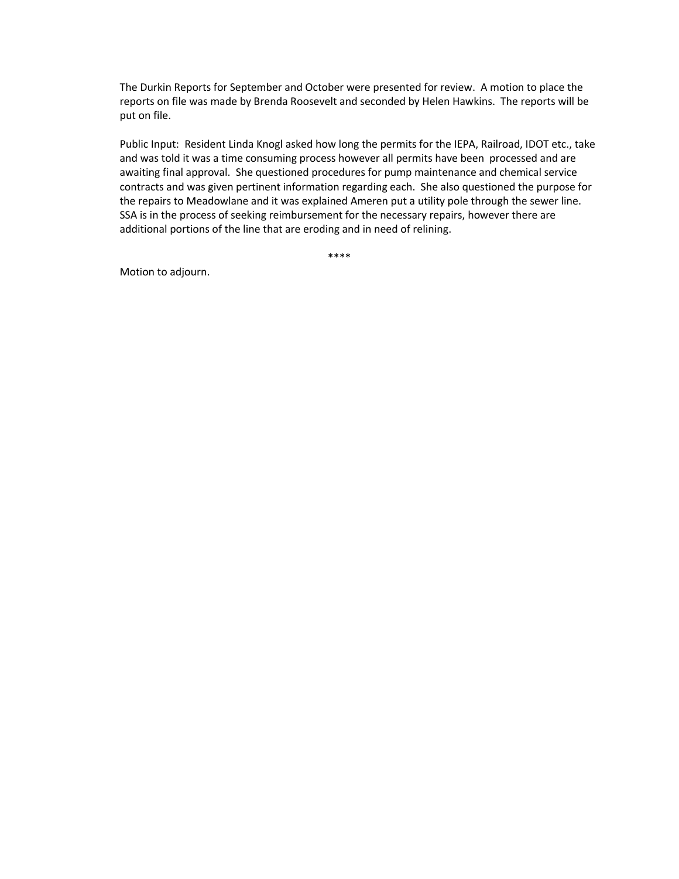The Durkin Reports for September and October were presented for review. A motion to place the reports on file was made by Brenda Roosevelt and seconded by Helen Hawkins. The reports will be put on file.

Public Input: Resident Linda Knogl asked how long the permits for the IEPA, Railroad, IDOT etc., take and was told it was a time consuming process however all permits have been processed and are awaiting final approval. She questioned procedures for pump maintenance and chemical service contracts and was given pertinent information regarding each. She also questioned the purpose for the repairs to Meadowlane and it was explained Ameren put a utility pole through the sewer line. SSA is in the process of seeking reimbursement for the necessary repairs, however there are additional portions of the line that are eroding and in need of relining.

****

Motion to adjourn.